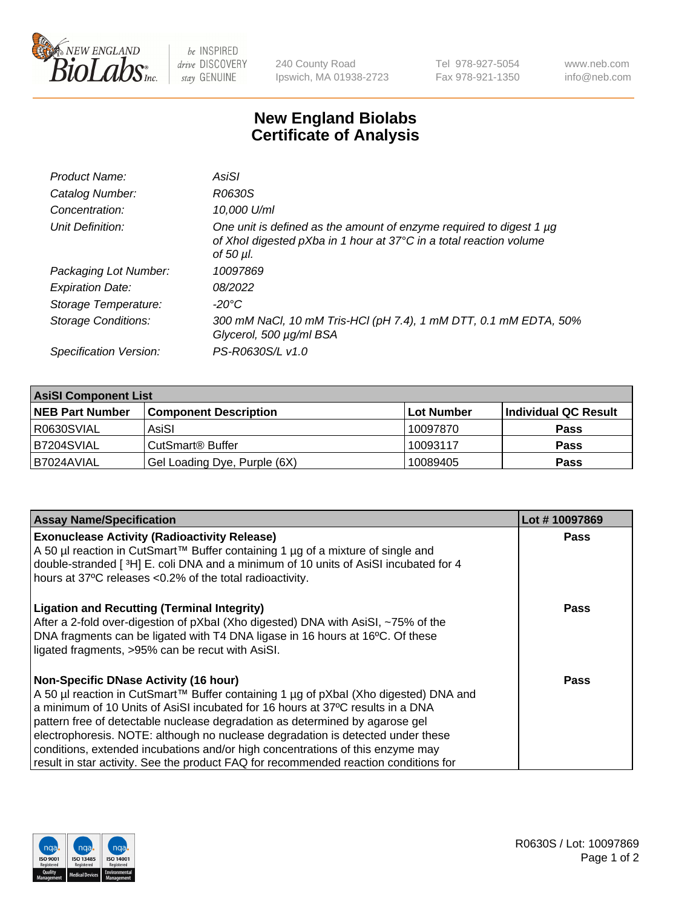NEW ENGLAND BioLabs Inc. — be INSPIRED drive DISCOVERY stay GENUINE

240 County Road
Ipswich, MA 01938-2723

Tel 978-927-5054
Fax 978-921-1350

www.neb.com
info@neb.com

# New England Biolabs
# Certificate of Analysis

| | |
|---|---|
| *Product Name:* | *AsiSI* |
| *Catalog Number:* | *R0630S* |
| *Concentration:* | *10,000 U/ml* |
| *Unit Definition:* | *One unit is defined as the amount of enzyme required to digest 1 µg of XhoI digested pXba in 1 hour at 37°C in a total reaction volume of 50 µl.* |
| *Packaging Lot Number:* | *10097869* |
| *Expiration Date:* | *08/2022* |
| *Storage Temperature:* | *-20°C* |
| *Storage Conditions:* | *300 mM NaCl, 10 mM Tris-HCl (pH 7.4), 1 mM DTT, 0.1 mM EDTA, 50% Glycerol, 500 µg/ml BSA* |
| *Specification Version:* | *PS-R0630S/L v1.0* |

| **AsiSI Component List** | | | |
|---|---|---|---|
| **NEB Part Number** | **Component Description** | **Lot Number** | **Individual QC Result** |
| R0630SVIAL | AsiSI | 10097870 | **Pass** |
| B7204SVIAL | CutSmart® Buffer | 10093117 | **Pass** |
| B7024AVIAL | Gel Loading Dye, Purple (6X) | 10089405 | **Pass** |

| **Assay Name/Specification** | **Lot # 10097869** |
|---|---|
| **Exonuclease Activity (Radioactivity Release)** A 50 µl reaction in CutSmart™ Buffer containing 1 µg of a mixture of single and double-stranded [ $^3$H] E. coli DNA and a minimum of 10 units of AsiSI incubated for 4 hours at 37ºC releases <0.2% of the total radioactivity. | **Pass** |
| **Ligation and Recutting (Terminal Integrity)** After a 2-fold over-digestion of pXbaI (Xho digested) DNA with AsiSI, ~75% of the DNA fragments can be ligated with T4 DNA ligase in 16 hours at 16ºC. Of these ligated fragments, >95% can be recut with AsiSI. | **Pass** |
| **Non-Specific DNase Activity (16 hour)** A 50 µl reaction in CutSmart™ Buffer containing 1 µg of pXbaI (Xho digested) DNA and a minimum of 10 Units of AsiSI incubated for 16 hours at 37ºC results in a DNA pattern free of detectable nuclease degradation as determined by agarose gel electrophoresis. NOTE: although no nuclease degradation is detected under these conditions, extended incubations and/or high concentrations of this enzyme may result in star activity. See the product FAQ for recommended reaction conditions for | **Pass** |

R0630S / Lot: 10097869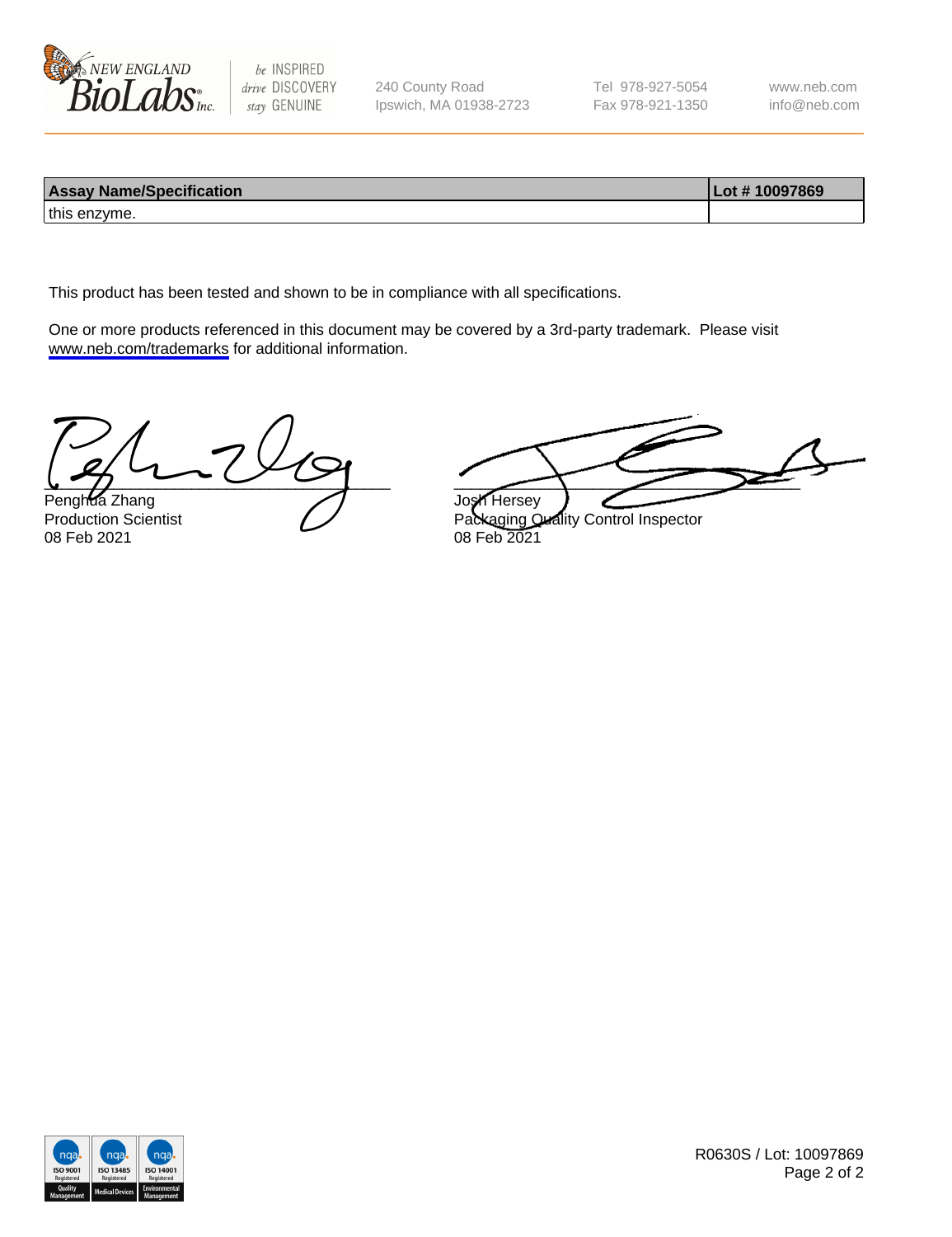| Assay Name/Specification | Lot # 10097869 |
| --- | --- |
| this enzyme. | |

This product has been tested and shown to be in compliance with all specifications.

One or more products referenced in this document may be covered by a 3rd-party trademark. Please visit www.neb.com/trademarks for additional information.

Penghua Zhang
Production Scientist
08 Feb 2021

Josh Hersey
Packaging Quality Control Inspector
08 Feb 2021

R0630S / Lot: 10097869